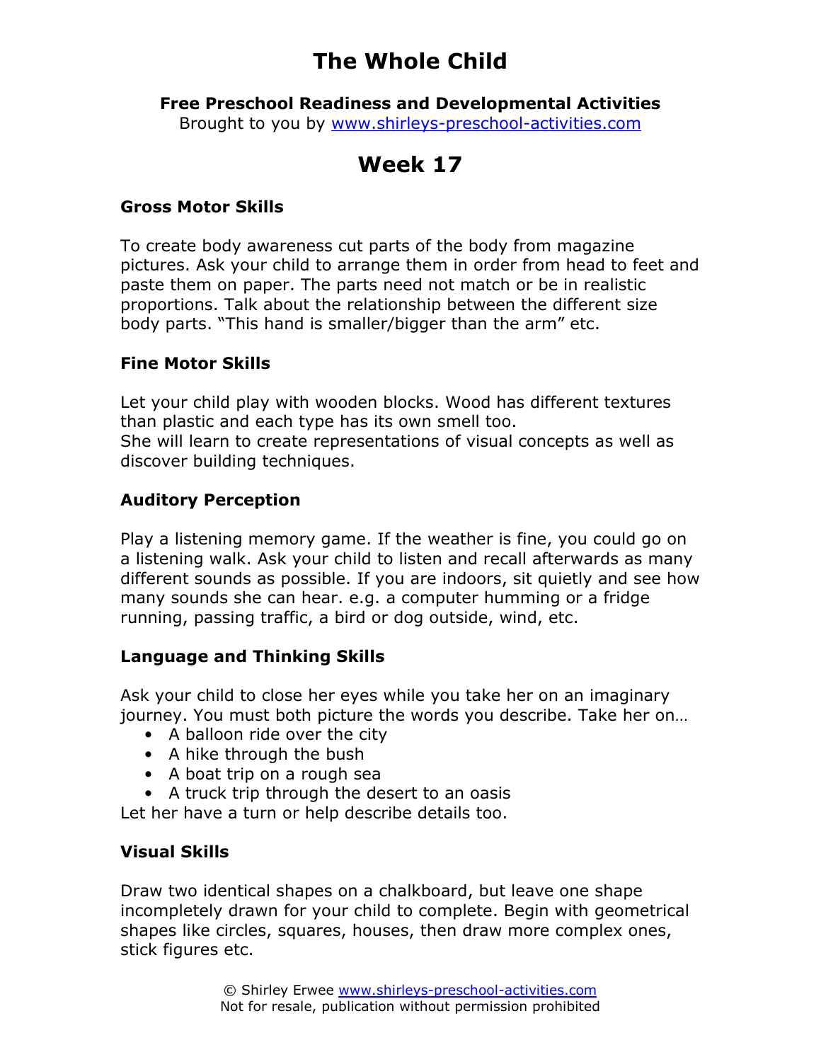# The Whole Child

**Free Preschool Readiness and Developmental Activities**
Brought to you by www.shirleys-preschool-activities.com

## Week 17

### Gross Motor Skills

To create body awareness cut parts of the body from magazine pictures. Ask your child to arrange them in order from head to feet and paste them on paper. The parts need not match or be in realistic proportions. Talk about the relationship between the different size body parts. "This hand is smaller/bigger than the arm" etc.

### Fine Motor Skills

Let your child play with wooden blocks. Wood has different textures than plastic and each type has its own smell too.
She will learn to create representations of visual concepts as well as discover building techniques.

### Auditory Perception

Play a listening memory game. If the weather is fine, you could go on a listening walk. Ask your child to listen and recall afterwards as many different sounds as possible. If you are indoors, sit quietly and see how many sounds she can hear. e.g. a computer humming or a fridge running, passing traffic, a bird or dog outside, wind, etc.

### Language and Thinking Skills

Ask your child to close her eyes while you take her on an imaginary journey. You must both picture the words you describe. Take her on…

- A balloon ride over the city
- A hike through the bush
- A boat trip on a rough sea
- A truck trip through the desert to an oasis

Let her have a turn or help describe details too.

### Visual Skills

Draw two identical shapes on a chalkboard, but leave one shape incompletely drawn for your child to complete. Begin with geometrical shapes like circles, squares, houses, then draw more complex ones, stick figures etc.

© Shirley Erwee www.shirleys-preschool-activities.com
Not for resale, publication without permission prohibited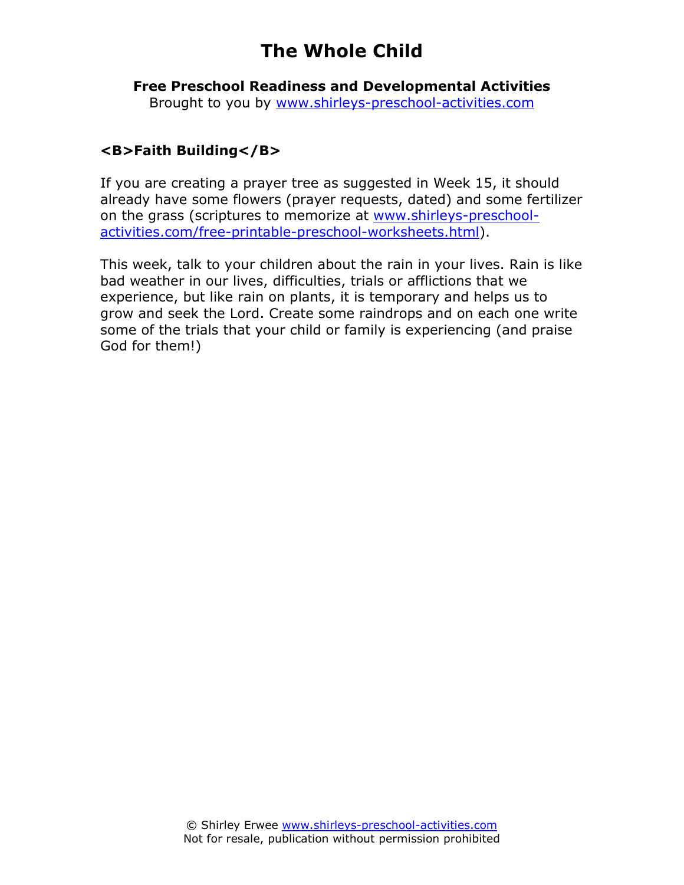# The Whole Child

**Free Preschool Readiness and Developmental Activities**
Brought to you by www.shirleys-preschool-activities.com

**<B>Faith Building</B>**

If you are creating a prayer tree as suggested in Week 15, it should already have some flowers (prayer requests, dated) and some fertilizer on the grass (scriptures to memorize at www.shirleys-preschool-activities.com/free-printable-preschool-worksheets.html).

This week, talk to your children about the rain in your lives. Rain is like bad weather in our lives, difficulties, trials or afflictions that we experience, but like rain on plants, it is temporary and helps us to grow and seek the Lord. Create some raindrops and on each one write some of the trials that your child or family is experiencing (and praise God for them!)

© Shirley Erwee www.shirleys-preschool-activities.com
Not for resale, publication without permission prohibited